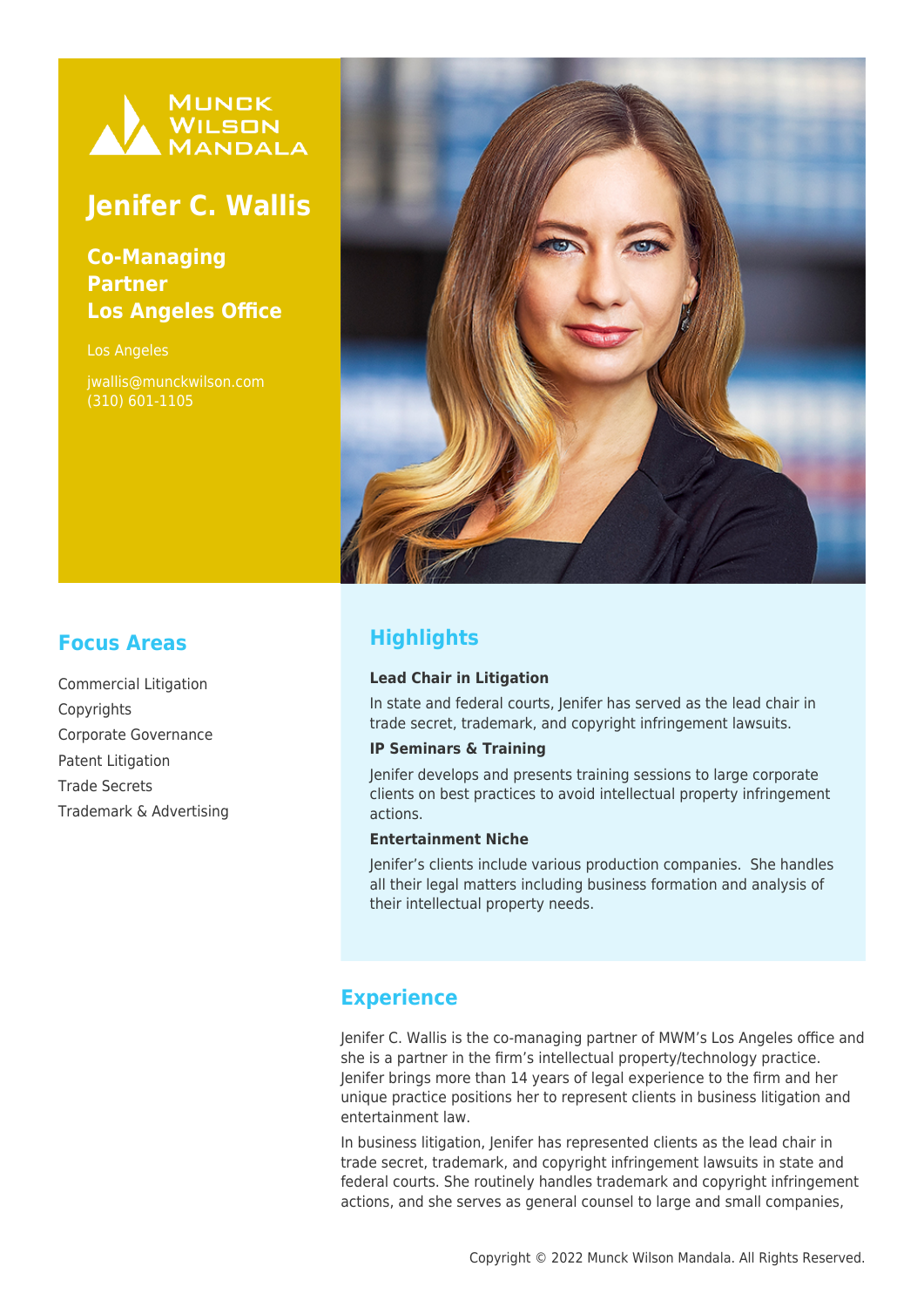Munck Wilson Mandala

# Jenifer C. Wallis

**Co-Managing Partner**
**Los Angeles Office**

Los Angeles

jwallis@munckwilson.com
(310) 601-1105

## Focus Areas

Commercial Litigation
Copyrights
Corporate Governance
Patent Litigation
Trade Secrets
Trademark & Advertising

## Highlights

**Lead Chair in Litigation**

In state and federal courts, Jenifer has served as the lead chair in trade secret, trademark, and copyright infringement lawsuits.

**IP Seminars & Training**

Jenifer develops and presents training sessions to large corporate clients on best practices to avoid intellectual property infringement actions.

**Entertainment Niche**

Jenifer's clients include various production companies. She handles all their legal matters including business formation and analysis of their intellectual property needs.

## Experience

Jenifer C. Wallis is the co-managing partner of MWM's Los Angeles office and she is a partner in the firm's intellectual property/technology practice. Jenifer brings more than 14 years of legal experience to the firm and her unique practice positions her to represent clients in business litigation and entertainment law.

In business litigation, Jenifer has represented clients as the lead chair in trade secret, trademark, and copyright infringement lawsuits in state and federal courts. She routinely handles trademark and copyright infringement actions, and she serves as general counsel to large and small companies,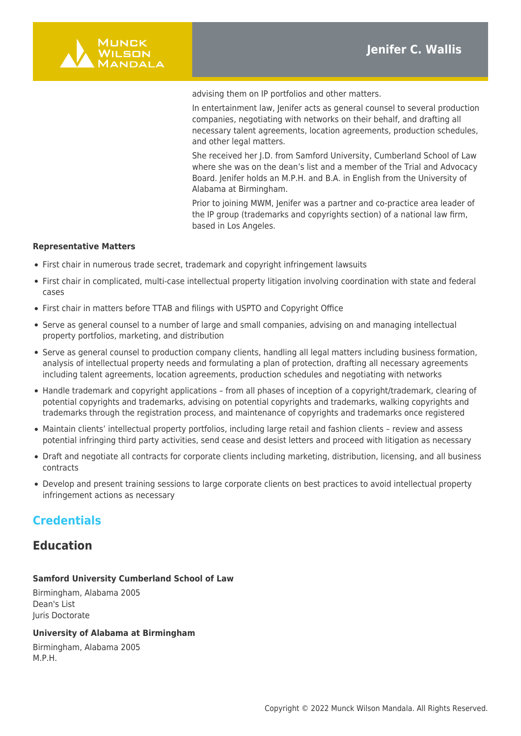advising them on IP portfolios and other matters.

In entertainment law, Jenifer acts as general counsel to several production companies, negotiating with networks on their behalf, and drafting all necessary talent agreements, location agreements, production schedules, and other legal matters.

She received her J.D. from Samford University, Cumberland School of Law where she was on the dean's list and a member of the Trial and Advocacy Board. Jenifer holds an M.P.H. and B.A. in English from the University of Alabama at Birmingham.

Prior to joining MWM, Jenifer was a partner and co-practice area leader of the IP group (trademarks and copyrights section) of a national law firm, based in Los Angeles.

**Representative Matters**

- First chair in numerous trade secret, trademark and copyright infringement lawsuits
- First chair in complicated, multi-case intellectual property litigation involving coordination with state and federal cases
- First chair in matters before TTAB and filings with USPTO and Copyright Office
- Serve as general counsel to a number of large and small companies, advising on and managing intellectual property portfolios, marketing, and distribution
- Serve as general counsel to production company clients, handling all legal matters including business formation, analysis of intellectual property needs and formulating a plan of protection, drafting all necessary agreements including talent agreements, location agreements, production schedules and negotiating with networks
- Handle trademark and copyright applications – from all phases of inception of a copyright/trademark, clearing of potential copyrights and trademarks, advising on potential copyrights and trademarks, walking copyrights and trademarks through the registration process, and maintenance of copyrights and trademarks once registered
- Maintain clients' intellectual property portfolios, including large retail and fashion clients – review and assess potential infringing third party activities, send cease and desist letters and proceed with litigation as necessary
- Draft and negotiate all contracts for corporate clients including marketing, distribution, licensing, and all business contracts
- Develop and present training sessions to large corporate clients on best practices to avoid intellectual property infringement actions as necessary

## Credentials

## Education

**Samford University Cumberland School of Law**

Birmingham, Alabama 2005
Dean's List
Juris Doctorate

**University of Alabama at Birmingham**

Birmingham, Alabama 2005
M.P.H.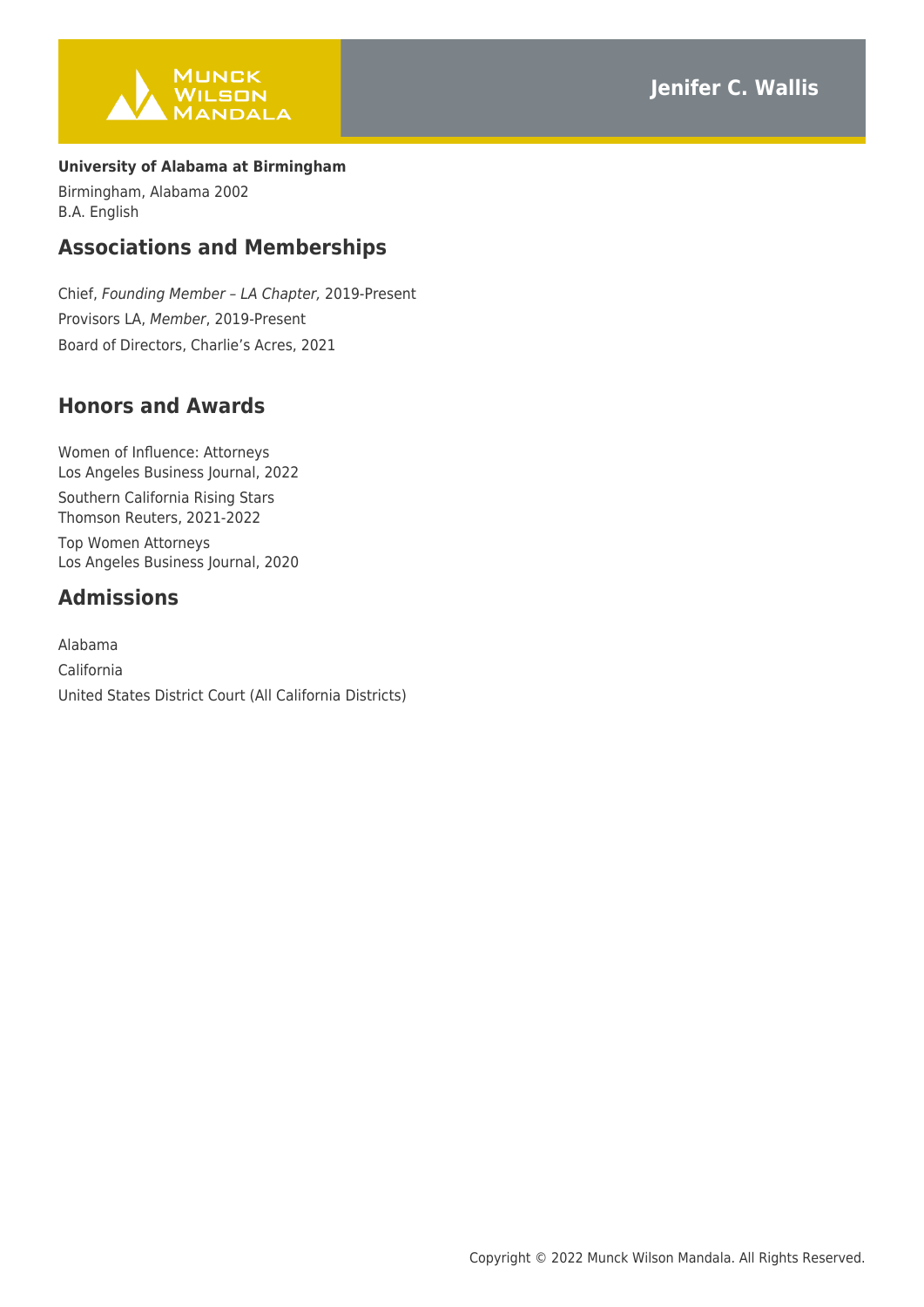**University of Alabama at Birmingham**

Birmingham, Alabama 2002
B.A. English

## Associations and Memberships

Chief, *Founding Member – LA Chapter,* 2019-Present

Provisors LA, *Member*, 2019-Present

Board of Directors, Charlie's Acres, 2021

## Honors and Awards

Women of Influence: Attorneys
Los Angeles Business Journal, 2022

Southern California Rising Stars
Thomson Reuters, 2021-2022

Top Women Attorneys
Los Angeles Business Journal, 2020

## Admissions

Alabama

California

United States District Court (All California Districts)